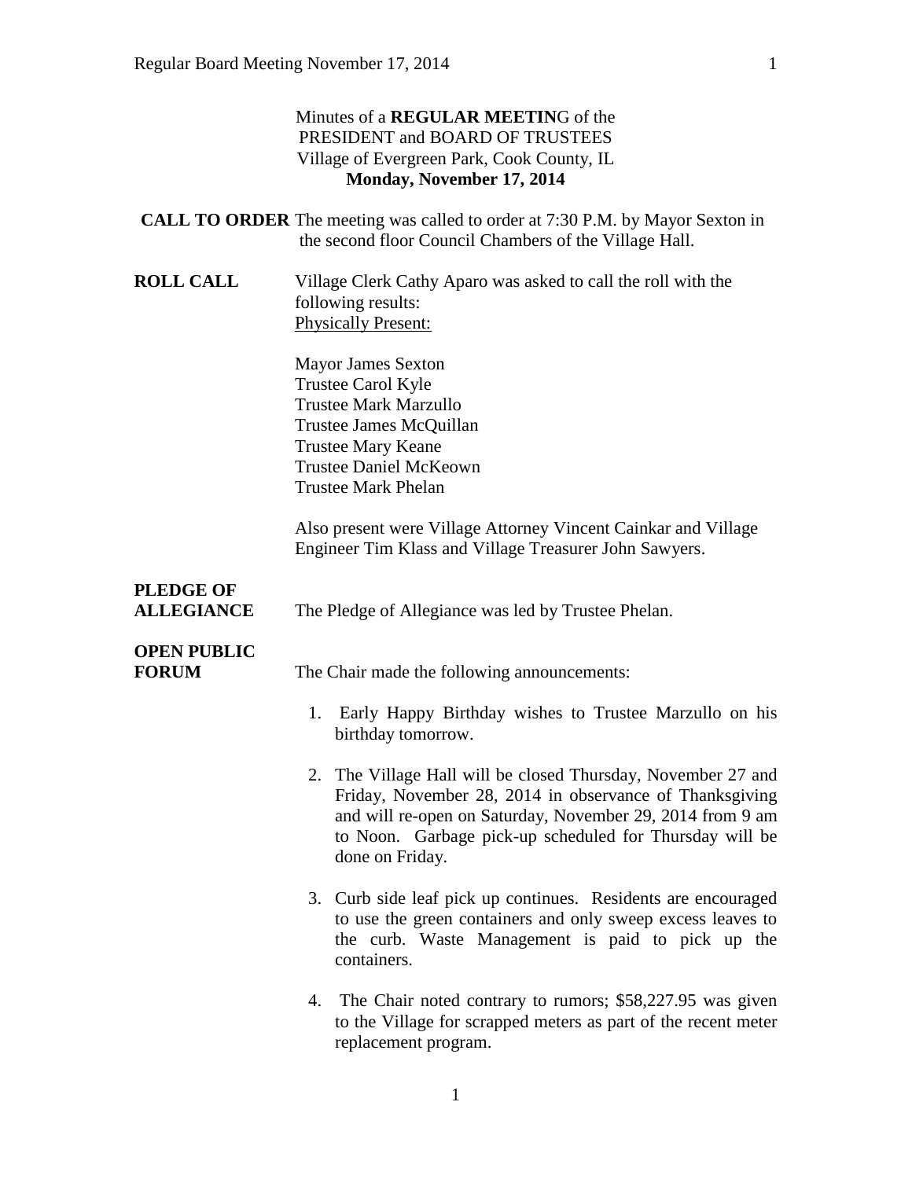Minutes of a **REGULAR MEETIN**G of the
PRESIDENT and BOARD OF TRUSTEES
Village of Evergreen Park, Cook County, IL
**Monday, November 17, 2014**

**CALL TO ORDER** The meeting was called to order at 7:30 P.M. by Mayor Sexton in the second floor Council Chambers of the Village Hall.

**ROLL CALL** Village Clerk Cathy Aparo was asked to call the roll with the following results:

Physically Present:

Mayor James Sexton
Trustee Carol Kyle
Trustee Mark Marzullo
Trustee James McQuillan
Trustee Mary Keane
Trustee Daniel McKeown
Trustee Mark Phelan

Also present were Village Attorney Vincent Cainkar and Village Engineer Tim Klass and Village Treasurer John Sawyers.

**PLEDGE OF ALLEGIANCE** The Pledge of Allegiance was led by Trustee Phelan.

**OPEN PUBLIC FORUM** The Chair made the following announcements:

1. Early Happy Birthday wishes to Trustee Marzullo on his birthday tomorrow.

2. The Village Hall will be closed Thursday, November 27 and Friday, November 28, 2014 in observance of Thanksgiving and will re-open on Saturday, November 29, 2014 from 9 am to Noon. Garbage pick-up scheduled for Thursday will be done on Friday.

3. Curb side leaf pick up continues. Residents are encouraged to use the green containers and only sweep excess leaves to the curb. Waste Management is paid to pick up the containers.

4. The Chair noted contrary to rumors; $58,227.95 was given to the Village for scrapped meters as part of the recent meter replacement program.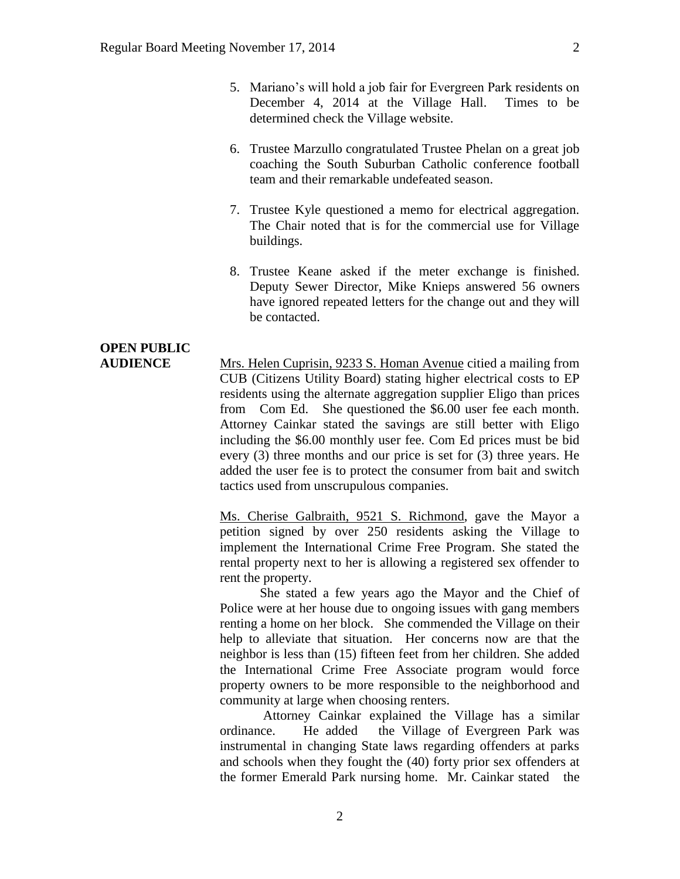5. Mariano's will hold a job fair for Evergreen Park residents on December 4, 2014 at the Village Hall. Times to be determined check the Village website.

6. Trustee Marzullo congratulated Trustee Phelan on a great job coaching the South Suburban Catholic conference football team and their remarkable undefeated season.

7. Trustee Kyle questioned a memo for electrical aggregation. The Chair noted that is for the commercial use for Village buildings.

8. Trustee Keane asked if the meter exchange is finished. Deputy Sewer Director, Mike Knieps answered 56 owners have ignored repeated letters for the change out and they will be contacted.

**OPEN PUBLIC AUDIENCE**

Mrs. Helen Cuprisin, 9233 S. Homan Avenue citied a mailing from CUB (Citizens Utility Board) stating higher electrical costs to EP residents using the alternate aggregation supplier Eligo than prices from Com Ed. She questioned the $6.00 user fee each month. Attorney Cainkar stated the savings are still better with Eligo including the $6.00 monthly user fee. Com Ed prices must be bid every (3) three months and our price is set for (3) three years. He added the user fee is to protect the consumer from bait and switch tactics used from unscrupulous companies.

Ms. Cherise Galbraith, 9521 S. Richmond, gave the Mayor a petition signed by over 250 residents asking the Village to implement the International Crime Free Program. She stated the rental property next to her is allowing a registered sex offender to rent the property.

She stated a few years ago the Mayor and the Chief of Police were at her house due to ongoing issues with gang members renting a home on her block. She commended the Village on their help to alleviate that situation. Her concerns now are that the neighbor is less than (15) fifteen feet from her children. She added the International Crime Free Associate program would force property owners to be more responsible to the neighborhood and community at large when choosing renters.

Attorney Cainkar explained the Village has a similar ordinance. He added the Village of Evergreen Park was instrumental in changing State laws regarding offenders at parks and schools when they fought the (40) forty prior sex offenders at the former Emerald Park nursing home. Mr. Cainkar stated the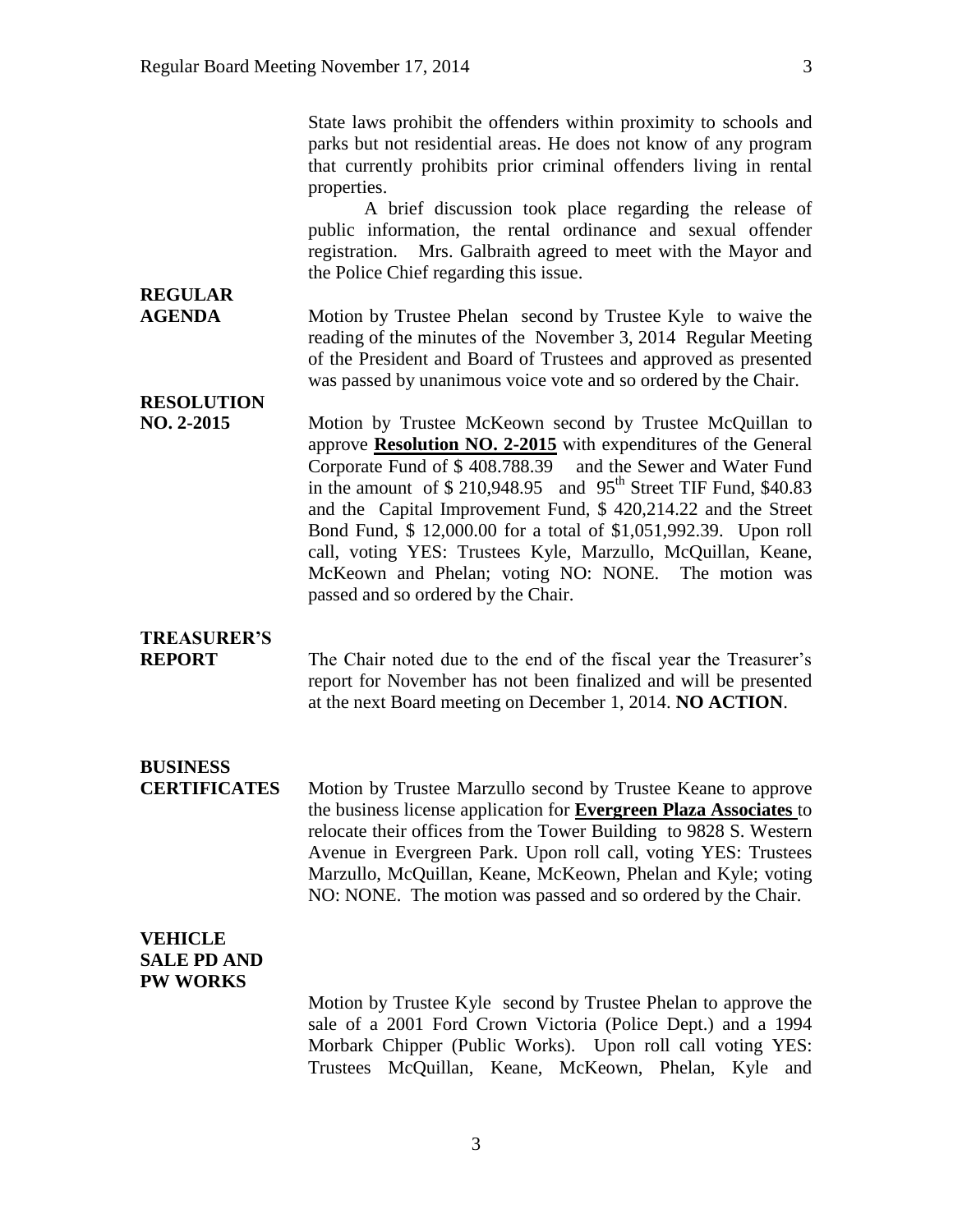State laws prohibit the offenders within proximity to schools and parks but not residential areas. He does not know of any program that currently prohibits prior criminal offenders living in rental properties.

A brief discussion took place regarding the release of public information, the rental ordinance and sexual offender registration. Mrs. Galbraith agreed to meet with the Mayor and the Police Chief regarding this issue.

**REGULAR AGENDA**

Motion by Trustee Phelan second by Trustee Kyle to waive the reading of the minutes of the November 3, 2014 Regular Meeting of the President and Board of Trustees and approved as presented was passed by unanimous voice vote and so ordered by the Chair.

**RESOLUTION NO. 2-2015**

Motion by Trustee McKeown second by Trustee McQuillan to approve **Resolution NO. 2-2015** with expenditures of the General Corporate Fund of $ 408.788.39 and the Sewer and Water Fund in the amount of $ 210,948.95 and 95th Street TIF Fund, $40.83 and the Capital Improvement Fund, $ 420,214.22 and the Street Bond Fund, $ 12,000.00 for a total of $1,051,992.39. Upon roll call, voting YES: Trustees Kyle, Marzullo, McQuillan, Keane, McKeown and Phelan; voting NO: NONE. The motion was passed and so ordered by the Chair.

**TREASURER'S REPORT**

The Chair noted due to the end of the fiscal year the Treasurer's report for November has not been finalized and will be presented at the next Board meeting on December 1, 2014. **NO ACTION**.

**BUSINESS CERTIFICATES**

Motion by Trustee Marzullo second by Trustee Keane to approve the business license application for **Evergreen Plaza Associates** to relocate their offices from the Tower Building to 9828 S. Western Avenue in Evergreen Park. Upon roll call, voting YES: Trustees Marzullo, McQuillan, Keane, McKeown, Phelan and Kyle; voting NO: NONE. The motion was passed and so ordered by the Chair.

**VEHICLE SALE PD AND PW WORKS**

Motion by Trustee Kyle second by Trustee Phelan to approve the sale of a 2001 Ford Crown Victoria (Police Dept.) and a 1994 Morbark Chipper (Public Works). Upon roll call voting YES: Trustees McQuillan, Keane, McKeown, Phelan, Kyle and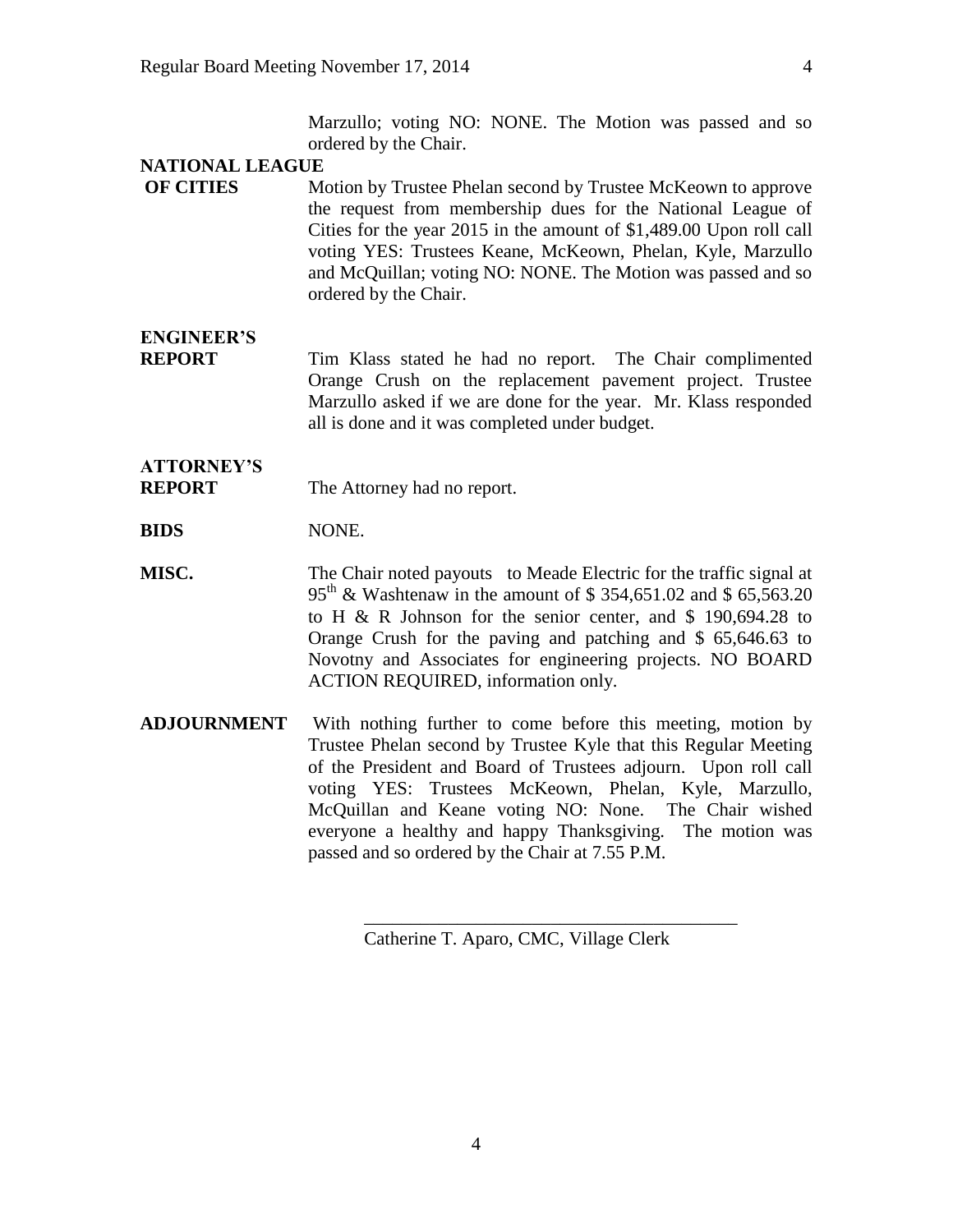Marzullo; voting NO: NONE. The Motion was passed and so ordered by the Chair.

**NATIONAL LEAGUE OF CITIES**

Motion by Trustee Phelan second by Trustee McKeown to approve the request from membership dues for the National League of Cities for the year 2015 in the amount of $1,489.00 Upon roll call voting YES: Trustees Keane, McKeown, Phelan, Kyle, Marzullo and McQuillan; voting NO: NONE. The Motion was passed and so ordered by the Chair.

**ENGINEER'S REPORT**

Tim Klass stated he had no report. The Chair complimented Orange Crush on the replacement pavement project. Trustee Marzullo asked if we are done for the year. Mr. Klass responded all is done and it was completed under budget.

**ATTORNEY'S REPORT**

The Attorney had no report.

**BIDS**

NONE.

**MISC.**

The Chair noted payouts to Meade Electric for the traffic signal at 95th & Washtenaw in the amount of $ 354,651.02 and $ 65,563.20 to H & R Johnson for the senior center, and $ 190,694.28 to Orange Crush for the paving and patching and $ 65,646.63 to Novotny and Associates for engineering projects. NO BOARD ACTION REQUIRED, information only.

**ADJOURNMENT**

With nothing further to come before this meeting, motion by Trustee Phelan second by Trustee Kyle that this Regular Meeting of the President and Board of Trustees adjourn. Upon roll call voting YES: Trustees McKeown, Phelan, Kyle, Marzullo, McQuillan and Keane voting NO: None. The Chair wished everyone a healthy and happy Thanksgiving. The motion was passed and so ordered by the Chair at 7.55 P.M.

\_\_\_\_\_\_\_\_\_\_\_\_\_\_\_\_\_\_\_\_\_\_\_\_\_\_\_\_\_\_\_\_\_\_\_\_\_\_\_\_

Catherine T. Aparo, CMC, Village Clerk